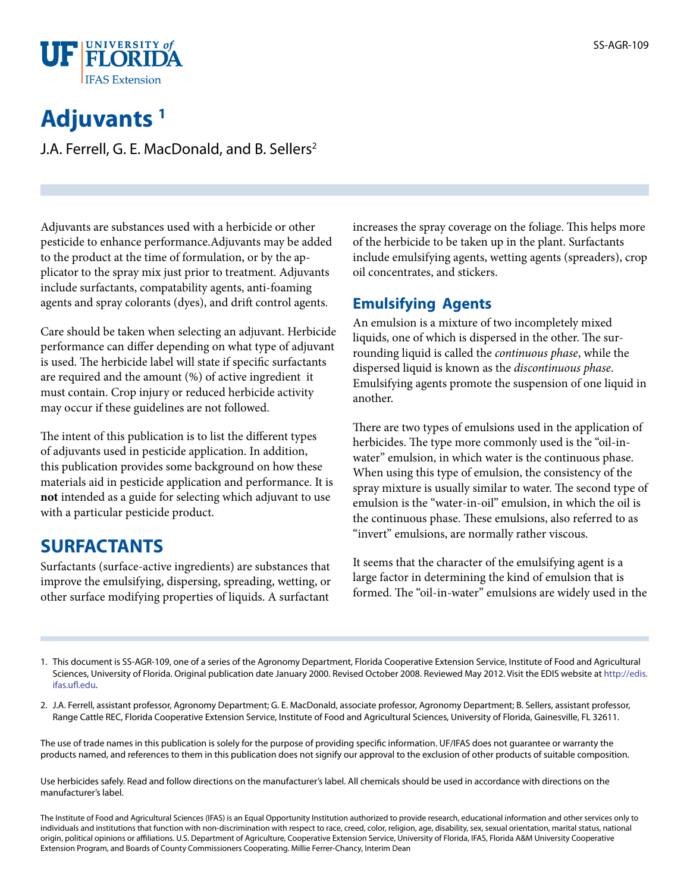# Adjuvants [1]

J.A. Ferrell, G. E. MacDonald, and B. Sellers[2]

Adjuvants are substances used with a herbicide or other pesticide to enhance performance.Adjuvants may be added to the product at the time of formulation, or by the applicator to the spray mix just prior to treatment. Adjuvants include surfactants, compatability agents, anti-foaming agents and spray colorants (dyes), and drift control agents.

Care should be taken when selecting an adjuvant. Herbicide performance can differ depending on what type of adjuvant is used. The herbicide label will state if specific surfactants are required and the amount (%) of active ingredient it must contain. Crop injury or reduced herbicide activity may occur if these guidelines are not followed.

The intent of this publication is to list the different types of adjuvants used in pesticide application. In addition, this publication provides some background on how these materials aid in pesticide application and performance. It is **not** intended as a guide for selecting which adjuvant to use with a particular pesticide product.

## SURFACTANTS

Surfactants (surface-active ingredients) are substances that improve the emulsifying, dispersing, spreading, wetting, or other surface modifying properties of liquids. A surfactant increases the spray coverage on the foliage. This helps more of the herbicide to be taken up in the plant. Surfactants include emulsifying agents, wetting agents (spreaders), crop oil concentrates, and stickers.

### Emulsifying Agents

An emulsion is a mixture of two incompletely mixed liquids, one of which is dispersed in the other. The surrounding liquid is called the *continuous phase*, while the dispersed liquid is known as the *discontinuous phase*. Emulsifying agents promote the suspension of one liquid in another.

There are two types of emulsions used in the application of herbicides. The type more commonly used is the "oil-in-water" emulsion, in which water is the continuous phase. When using this type of emulsion, the consistency of the spray mixture is usually similar to water. The second type of emulsion is the "water-in-oil" emulsion, in which the oil is the continuous phase. These emulsions, also referred to as "invert" emulsions, are normally rather viscous.

It seems that the character of the emulsifying agent is a large factor in determining the kind of emulsion that is formed. The "oil-in-water" emulsions are widely used in the

1. This document is SS-AGR-109, one of a series of the Agronomy Department, Florida Cooperative Extension Service, Institute of Food and Agricultural Sciences, University of Florida. Original publication date January 2000. Revised October 2008. Reviewed May 2012. Visit the EDIS website at http://edis.ifas.ufl.edu.

2. J.A. Ferrell, assistant professor, Agronomy Department; G. E. MacDonald, associate professor, Agronomy Department; B. Sellers, assistant professor, Range Cattle REC, Florida Cooperative Extension Service, Institute of Food and Agricultural Sciences, University of Florida, Gainesville, FL 32611.

The use of trade names in this publication is solely for the purpose of providing specific information. UF/IFAS does not guarantee or warranty the products named, and references to them in this publication does not signify our approval to the exclusion of other products of suitable composition.

Use herbicides safely. Read and follow directions on the manufacturer's label. All chemicals should be used in accordance with directions on the manufacturer's label.

The Institute of Food and Agricultural Sciences (IFAS) is an Equal Opportunity Institution authorized to provide research, educational information and other services only to individuals and institutions that function with non-discrimination with respect to race, creed, color, religion, age, disability, sex, sexual orientation, marital status, national origin, political opinions or affiliations. U.S. Department of Agriculture, Cooperative Extension Service, University of Florida, IFAS, Florida A&M University Cooperative Extension Program, and Boards of County Commissioners Cooperating. Millie Ferrer-Chancy, Interim Dean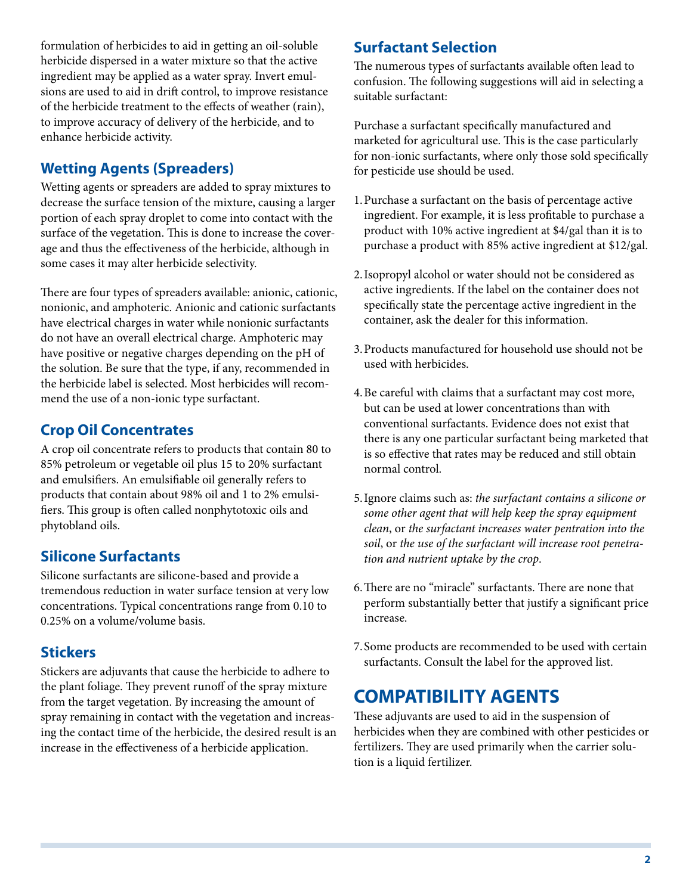formulation of herbicides to aid in getting an oil-soluble herbicide dispersed in a water mixture so that the active ingredient may be applied as a water spray. Invert emulsions are used to aid in drift control, to improve resistance of the herbicide treatment to the effects of weather (rain), to improve accuracy of delivery of the herbicide, and to enhance herbicide activity.

### Wetting Agents (Spreaders)

Wetting agents or spreaders are added to spray mixtures to decrease the surface tension of the mixture, causing a larger portion of each spray droplet to come into contact with the surface of the vegetation. This is done to increase the coverage and thus the effectiveness of the herbicide, although in some cases it may alter herbicide selectivity.

There are four types of spreaders available: anionic, cationic, nonionic, and amphoteric. Anionic and cationic surfactants have electrical charges in water while nonionic surfactants do not have an overall electrical charge. Amphoteric may have positive or negative charges depending on the pH of the solution. Be sure that the type, if any, recommended in the herbicide label is selected. Most herbicides will recommend the use of a non-ionic type surfactant.

### Crop Oil Concentrates

A crop oil concentrate refers to products that contain 80 to 85% petroleum or vegetable oil plus 15 to 20% surfactant and emulsifiers. An emulsifiable oil generally refers to products that contain about 98% oil and 1 to 2% emulsifiers. This group is often called nonphytotoxic oils and phytobland oils.

### Silicone Surfactants

Silicone surfactants are silicone-based and provide a tremendous reduction in water surface tension at very low concentrations. Typical concentrations range from 0.10 to 0.25% on a volume/volume basis.

### Stickers

Stickers are adjuvants that cause the herbicide to adhere to the plant foliage. They prevent runoff of the spray mixture from the target vegetation. By increasing the amount of spray remaining in contact with the vegetation and increasing the contact time of the herbicide, the desired result is an increase in the effectiveness of a herbicide application.

### Surfactant Selection

The numerous types of surfactants available often lead to confusion. The following suggestions will aid in selecting a suitable surfactant:

Purchase a surfactant specifically manufactured and marketed for agricultural use. This is the case particularly for non-ionic surfactants, where only those sold specifically for pesticide use should be used.

1. Purchase a surfactant on the basis of percentage active ingredient. For example, it is less profitable to purchase a product with 10% active ingredient at $4/gal than it is to purchase a product with 85% active ingredient at $12/gal.
2. Isopropyl alcohol or water should not be considered as active ingredients. If the label on the container does not specifically state the percentage active ingredient in the container, ask the dealer for this information.
3. Products manufactured for household use should not be used with herbicides.
4. Be careful with claims that a surfactant may cost more, but can be used at lower concentrations than with conventional surfactants. Evidence does not exist that there is any one particular surfactant being marketed that is so effective that rates may be reduced and still obtain normal control.
5. Ignore claims such as: *the surfactant contains a silicone or some other agent that will help keep the spray equipment clean*, or *the surfactant increases water pentration into the soil*, or *the use of the surfactant will increase root penetration and nutrient uptake by the crop*.
6. There are no "miracle" surfactants. There are none that perform substantially better that justify a significant price increase.
7. Some products are recommended to be used with certain surfactants. Consult the label for the approved list.

## COMPATIBILITY AGENTS

These adjuvants are used to aid in the suspension of herbicides when they are combined with other pesticides or fertilizers. They are used primarily when the carrier solution is a liquid fertilizer.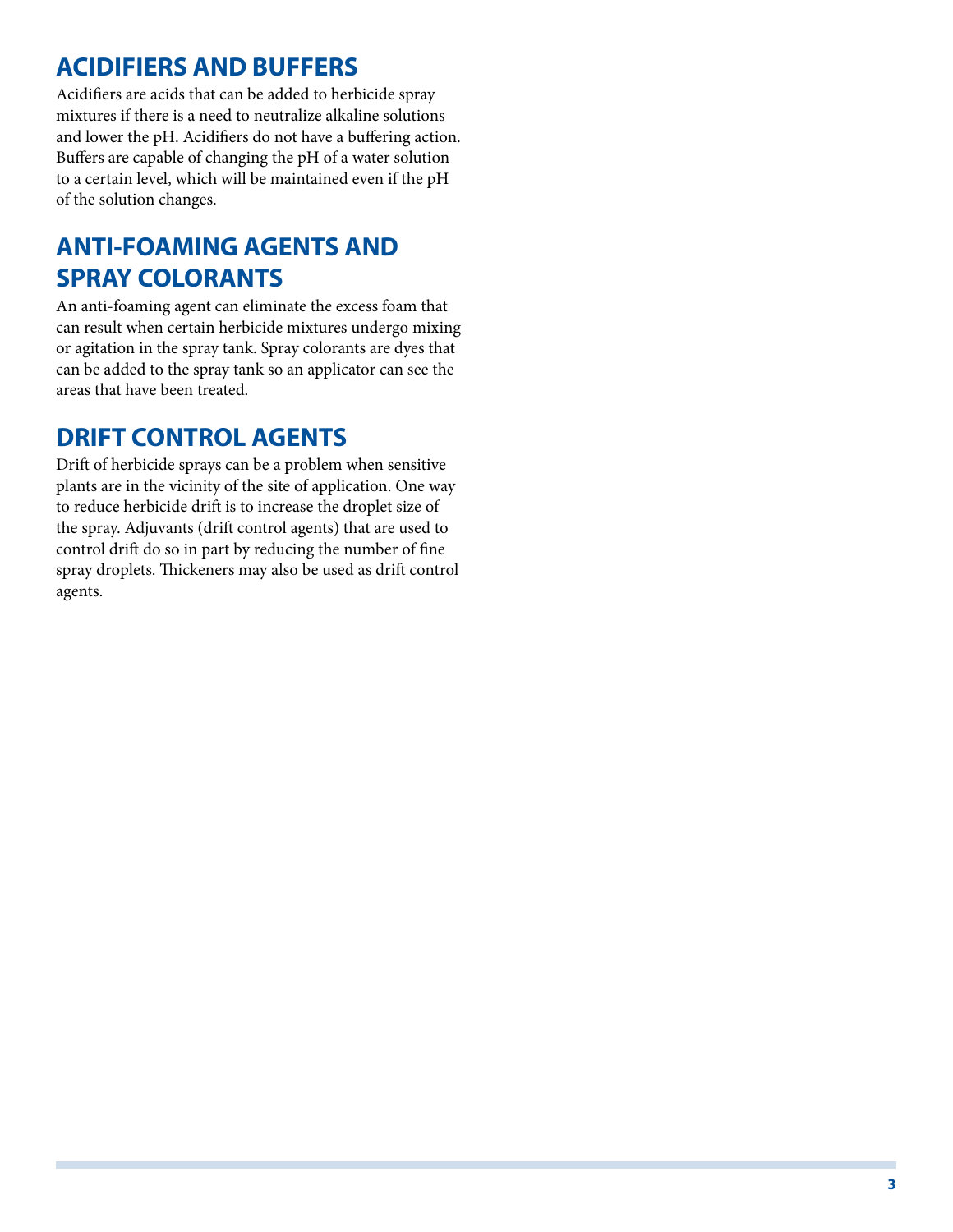## ACIDIFIERS AND BUFFERS

Acidifiers are acids that can be added to herbicide spray mixtures if there is a need to neutralize alkaline solutions and lower the pH. Acidifiers do not have a buffering action. Buffers are capable of changing the pH of a water solution to a certain level, which will be maintained even if the pH of the solution changes.

## ANTI-FOAMING AGENTS AND SPRAY COLORANTS

An anti-foaming agent can eliminate the excess foam that can result when certain herbicide mixtures undergo mixing or agitation in the spray tank. Spray colorants are dyes that can be added to the spray tank so an applicator can see the areas that have been treated.

## DRIFT CONTROL AGENTS

Drift of herbicide sprays can be a problem when sensitive plants are in the vicinity of the site of application. One way to reduce herbicide drift is to increase the droplet size of the spray. Adjuvants (drift control agents) that are used to control drift do so in part by reducing the number of fine spray droplets. Thickeners may also be used as drift control agents.